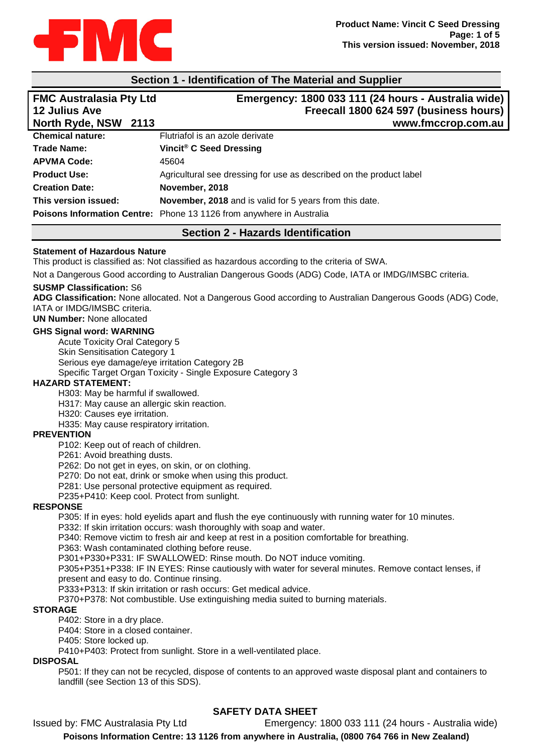## Section 1 - Identification of The Material and Supplier

**FMC Australasia Pty Ltd**
**12 Julius Ave**
**North Ryde, NSW 2113**

**Emergency: 1800 033 111 (24 hours - Australia wide)**
**Freecall 1800 624 597 (business hours)**
**www.fmccrop.com.au**

| | |
|---|---|
| **Chemical nature:** | Flutriafol is an azole derivate |
| **Trade Name:** | **Vincit® C Seed Dressing** |
| **APVMA Code:** | 45604 |
| **Product Use:** | Agricultural see dressing for use as described on the product label |
| **Creation Date:** | **November, 2018** |
| **This version issued:** | **November, 2018** and is valid for 5 years from this date. |
| **Poisons Information Centre:** | Phone 13 1126 from anywhere in Australia |

## Section 2 - Hazards Identification

**Statement of Hazardous Nature**

This product is classified as: Not classified as hazardous according to the criteria of SWA.

Not a Dangerous Good according to Australian Dangerous Goods (ADG) Code, IATA or IMDG/IMSBC criteria.

**SUSMP Classification:** S6

**ADG Classification:** None allocated. Not a Dangerous Good according to Australian Dangerous Goods (ADG) Code, IATA or IMDG/IMSBC criteria.

**UN Number:** None allocated

**GHS Signal word: WARNING**

- Acute Toxicity Oral Category 5
- Skin Sensitisation Category 1
- Serious eye damage/eye irritation Category 2B
- Specific Target Organ Toxicity - Single Exposure Category 3

**HAZARD STATEMENT:**

- H303: May be harmful if swallowed.
- H317: May cause an allergic skin reaction.
- H320: Causes eye irritation.
- H335: May cause respiratory irritation.

**PREVENTION**

- P102: Keep out of reach of children.
- P261: Avoid breathing dusts.
- P262: Do not get in eyes, on skin, or on clothing.
- P270: Do not eat, drink or smoke when using this product.
- P281: Use personal protective equipment as required.
- P235+P410: Keep cool. Protect from sunlight.

**RESPONSE**

- P305: If in eyes: hold eyelids apart and flush the eye continuously with running water for 10 minutes.
- P332: If skin irritation occurs: wash thoroughly with soap and water.
- P340: Remove victim to fresh air and keep at rest in a position comfortable for breathing.
- P363: Wash contaminated clothing before reuse.
- P301+P330+P331: IF SWALLOWED: Rinse mouth. Do NOT induce vomiting.
- P305+P351+P338: IF IN EYES: Rinse cautiously with water for several minutes. Remove contact lenses, if present and easy to do. Continue rinsing.
- P333+P313: If skin irritation or rash occurs: Get medical advice.
- P370+P378: Not combustible. Use extinguishing media suited to burning materials.

**STORAGE**

- P402: Store in a dry place.
- P404: Store in a closed container.
- P405: Store locked up.
- P410+P403: Protect from sunlight. Store in a well-ventilated place.

**DISPOSAL**

- P501: If they can not be recycled, dispose of contents to an approved waste disposal plant and containers to landfill (see Section 13 of this SDS).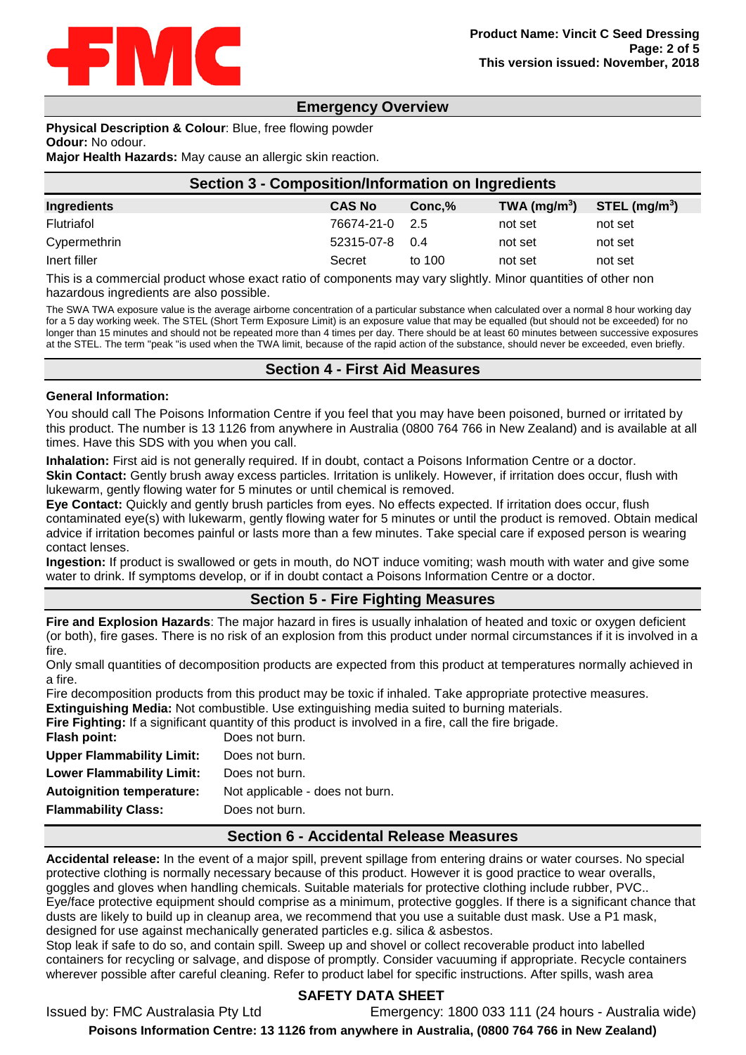## Emergency Overview

**Physical Description & Colour**: Blue, free flowing powder
**Odour:** No odour.
**Major Health Hazards:** May cause an allergic skin reaction.

## Section 3 - Composition/Information on Ingredients

| Ingredients | CAS No | Conc,% | TWA ($mg/m^3$) | STEL ($mg/m^3$) |
|---|---|---|---|---|
| Flutriafol | 76674-21-0 | 2.5 | not set | not set |
| Cypermethrin | 52315-07-8 | 0.4 | not set | not set |
| Inert filler | Secret | to 100 | not set | not set |

This is a commercial product whose exact ratio of components may vary slightly. Minor quantities of other non hazardous ingredients are also possible.

The SWA TWA exposure value is the average airborne concentration of a particular substance when calculated over a normal 8 hour working day for a 5 day working week. The STEL (Short Term Exposure Limit) is an exposure value that may be equalled (but should not be exceeded) for no longer than 15 minutes and should not be repeated more than 4 times per day. There should be at least 60 minutes between successive exposures at the STEL. The term "peak "is used when the TWA limit, because of the rapid action of the substance, should never be exceeded, even briefly.

## Section 4 - First Aid Measures

**General Information:**

You should call The Poisons Information Centre if you feel that you may have been poisoned, burned or irritated by this product. The number is 13 1126 from anywhere in Australia (0800 764 766 in New Zealand) and is available at all times. Have this SDS with you when you call.

**Inhalation:** First aid is not generally required. If in doubt, contact a Poisons Information Centre or a doctor.
**Skin Contact:** Gently brush away excess particles. Irritation is unlikely. However, if irritation does occur, flush with lukewarm, gently flowing water for 5 minutes or until chemical is removed.
**Eye Contact:** Quickly and gently brush particles from eyes. No effects expected. If irritation does occur, flush contaminated eye(s) with lukewarm, gently flowing water for 5 minutes or until the product is removed. Obtain medical advice if irritation becomes painful or lasts more than a few minutes. Take special care if exposed person is wearing contact lenses.
**Ingestion:** If product is swallowed or gets in mouth, do NOT induce vomiting; wash mouth with water and give some water to drink. If symptoms develop, or if in doubt contact a Poisons Information Centre or a doctor.

## Section 5 - Fire Fighting Measures

**Fire and Explosion Hazards**: The major hazard in fires is usually inhalation of heated and toxic or oxygen deficient (or both), fire gases. There is no risk of an explosion from this product under normal circumstances if it is involved in a fire.
Only small quantities of decomposition products are expected from this product at temperatures normally achieved in a fire.
Fire decomposition products from this product may be toxic if inhaled. Take appropriate protective measures.
**Extinguishing Media:** Not combustible. Use extinguishing media suited to burning materials.
**Fire Fighting:** If a significant quantity of this product is involved in a fire, call the fire brigade.

| | |
|---|---|
| **Flash point:** | Does not burn. |
| **Upper Flammability Limit:** | Does not burn. |
| **Lower Flammability Limit:** | Does not burn. |
| **Autoignition temperature:** | Not applicable - does not burn. |
| **Flammability Class:** | Does not burn. |

## Section 6 - Accidental Release Measures

**Accidental release:** In the event of a major spill, prevent spillage from entering drains or water courses. No special protective clothing is normally necessary because of this product. However it is good practice to wear overalls, goggles and gloves when handling chemicals. Suitable materials for protective clothing include rubber, PVC.. Eye/face protective equipment should comprise as a minimum, protective goggles. If there is a significant chance that dusts are likely to build up in cleanup area, we recommend that you use a suitable dust mask. Use a P1 mask, designed for use against mechanically generated particles e.g. silica & asbestos.
Stop leak if safe to do so, and contain spill. Sweep up and shovel or collect recoverable product into labelled containers for recycling or salvage, and dispose of promptly. Consider vacuuming if appropriate. Recycle containers wherever possible after careful cleaning. Refer to product label for specific instructions. After spills, wash area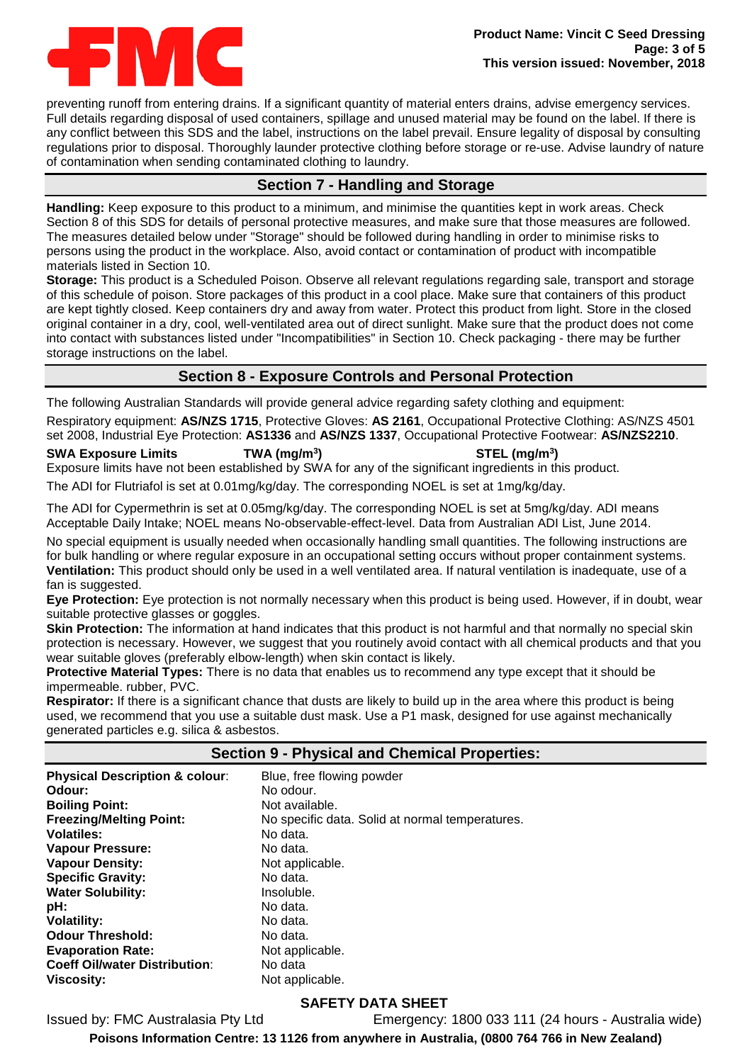preventing runoff from entering drains. If a significant quantity of material enters drains, advise emergency services. Full details regarding disposal of used containers, spillage and unused material may be found on the label. If there is any conflict between this SDS and the label, instructions on the label prevail. Ensure legality of disposal by consulting regulations prior to disposal. Thoroughly launder protective clothing before storage or re-use. Advise laundry of nature of contamination when sending contaminated clothing to laundry.

## Section 7 - Handling and Storage

**Handling:** Keep exposure to this product to a minimum, and minimise the quantities kept in work areas. Check Section 8 of this SDS for details of personal protective measures, and make sure that those measures are followed. The measures detailed below under "Storage" should be followed during handling in order to minimise risks to persons using the product in the workplace. Also, avoid contact or contamination of product with incompatible materials listed in Section 10.

**Storage:** This product is a Scheduled Poison. Observe all relevant regulations regarding sale, transport and storage of this schedule of poison. Store packages of this product in a cool place. Make sure that containers of this product are kept tightly closed. Keep containers dry and away from water. Protect this product from light. Store in the closed original container in a dry, cool, well-ventilated area out of direct sunlight. Make sure that the product does not come into contact with substances listed under "Incompatibilities" in Section 10. Check packaging - there may be further storage instructions on the label.

## Section 8 - Exposure Controls and Personal Protection

The following Australian Standards will provide general advice regarding safety clothing and equipment:

Respiratory equipment: **AS/NZS 1715**, Protective Gloves: **AS 2161**, Occupational Protective Clothing: AS/NZS 4501 set 2008, Industrial Eye Protection: **AS1336** and **AS/NZS 1337**, Occupational Protective Footwear: **AS/NZS2210**.

| **SWA Exposure Limits** | **TWA ($mg/m^3$)** | **STEL ($mg/m^3$)** |
|---|---|---|

Exposure limits have not been established by SWA for any of the significant ingredients in this product.

The ADI for Flutriafol is set at 0.01mg/kg/day. The corresponding NOEL is set at 1mg/kg/day.

The ADI for Cypermethrin is set at 0.05mg/kg/day. The corresponding NOEL is set at 5mg/kg/day. ADI means Acceptable Daily Intake; NOEL means No-observable-effect-level. Data from Australian ADI List, June 2014.

No special equipment is usually needed when occasionally handling small quantities. The following instructions are for bulk handling or where regular exposure in an occupational setting occurs without proper containment systems.

**Ventilation:** This product should only be used in a well ventilated area. If natural ventilation is inadequate, use of a fan is suggested.

**Eye Protection:** Eye protection is not normally necessary when this product is being used. However, if in doubt, wear suitable protective glasses or goggles.

**Skin Protection:** The information at hand indicates that this product is not harmful and that normally no special skin protection is necessary. However, we suggest that you routinely avoid contact with all chemical products and that you wear suitable gloves (preferably elbow-length) when skin contact is likely.

**Protective Material Types:** There is no data that enables us to recommend any type except that it should be impermeable. rubber, PVC.

**Respirator:** If there is a significant chance that dusts are likely to build up in the area where this product is being used, we recommend that you use a suitable dust mask. Use a P1 mask, designed for use against mechanically generated particles e.g. silica & asbestos.

## Section 9 - Physical and Chemical Properties:

| | |
|---|---|
| **Physical Description & colour**: | Blue, free flowing powder |
| **Odour:** | No odour. |
| **Boiling Point:** | Not available. |
| **Freezing/Melting Point:** | No specific data. Solid at normal temperatures. |
| **Volatiles:** | No data. |
| **Vapour Pressure:** | No data. |
| **Vapour Density:** | Not applicable. |
| **Specific Gravity:** | No data. |
| **Water Solubility:** | Insoluble. |
| **pH:** | No data. |
| **Volatility:** | No data. |
| **Odour Threshold:** | No data. |
| **Evaporation Rate:** | Not applicable. |
| **Coeff Oil/water Distribution**: | No data |
| **Viscosity:** | Not applicable. |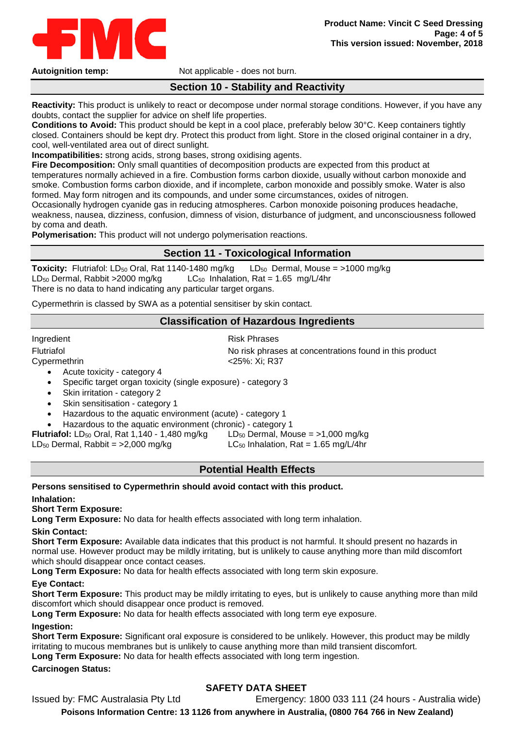**Autoignition temp:** Not applicable - does not burn.

## Section 10 - Stability and Reactivity

**Reactivity:** This product is unlikely to react or decompose under normal storage conditions. However, if you have any doubts, contact the supplier for advice on shelf life properties.
**Conditions to Avoid:** This product should be kept in a cool place, preferably below 30°C. Keep containers tightly closed. Containers should be kept dry. Protect this product from light. Store in the closed original container in a dry, cool, well-ventilated area out of direct sunlight.
**Incompatibilities:** strong acids, strong bases, strong oxidising agents.
**Fire Decomposition:** Only small quantities of decomposition products are expected from this product at temperatures normally achieved in a fire. Combustion forms carbon dioxide, usually without carbon monoxide and smoke. Combustion forms carbon dioxide, and if incomplete, carbon monoxide and possibly smoke. Water is also formed. May form nitrogen and its compounds, and under some circumstances, oxides of nitrogen.
Occasionally hydrogen cyanide gas in reducing atmospheres. Carbon monoxide poisoning produces headache, weakness, nausea, dizziness, confusion, dimness of vision, disturbance of judgment, and unconsciousness followed by coma and death.
**Polymerisation:** This product will not undergo polymerisation reactions.

## Section 11 - Toxicological Information

**Toxicity:** Flutriafol: $LD_{50}$ Oral, Rat 1140-1480 mg/kg $LD_{50}$ Dermal, Mouse = >1000 mg/kg
$LD_{50}$ Dermal, Rabbit >2000 mg/kg $LC_{50}$ Inhalation, Rat = 1.65 mg/L/4hr
There is no data to hand indicating any particular target organs.

Cypermethrin is classed by SWA as a potential sensitiser by skin contact.

## Classification of Hazardous Ingredients

| Ingredient | Risk Phrases |
|---|---|
| Flutriafol | No risk phrases at concentrations found in this product |
| Cypermethrin | <25%: Xi; R37 |

- Acute toxicity - category 4
- Specific target organ toxicity (single exposure) - category 3
- Skin irritation - category 2
- Skin sensitisation - category 1
- Hazardous to the aquatic environment (acute) - category 1
- Hazardous to the aquatic environment (chronic) - category 1

**Flutriafol:** $LD_{50}$ Oral, Rat 1,140 - 1,480 mg/kg $LD_{50}$ Dermal, Mouse = >1,000 mg/kg
$LD_{50}$ Dermal, Rabbit = >2,000 mg/kg $LC_{50}$ Inhalation, Rat = 1.65 mg/L/4hr

## Potential Health Effects

**Persons sensitised to Cypermethrin should avoid contact with this product.**

**Inhalation:**
**Short Term Exposure:**
**Long Term Exposure:** No data for health effects associated with long term inhalation.

**Skin Contact:**
**Short Term Exposure:** Available data indicates that this product is not harmful. It should present no hazards in normal use. However product may be mildly irritating, but is unlikely to cause anything more than mild discomfort which should disappear once contact ceases.
**Long Term Exposure:** No data for health effects associated with long term skin exposure.

**Eye Contact:**
**Short Term Exposure:** This product may be mildly irritating to eyes, but is unlikely to cause anything more than mild discomfort which should disappear once product is removed.
**Long Term Exposure:** No data for health effects associated with long term eye exposure.

**Ingestion:**
**Short Term Exposure:** Significant oral exposure is considered to be unlikely. However, this product may be mildly irritating to mucous membranes but is unlikely to cause anything more than mild transient discomfort.
**Long Term Exposure:** No data for health effects associated with long term ingestion.

**Carcinogen Status:**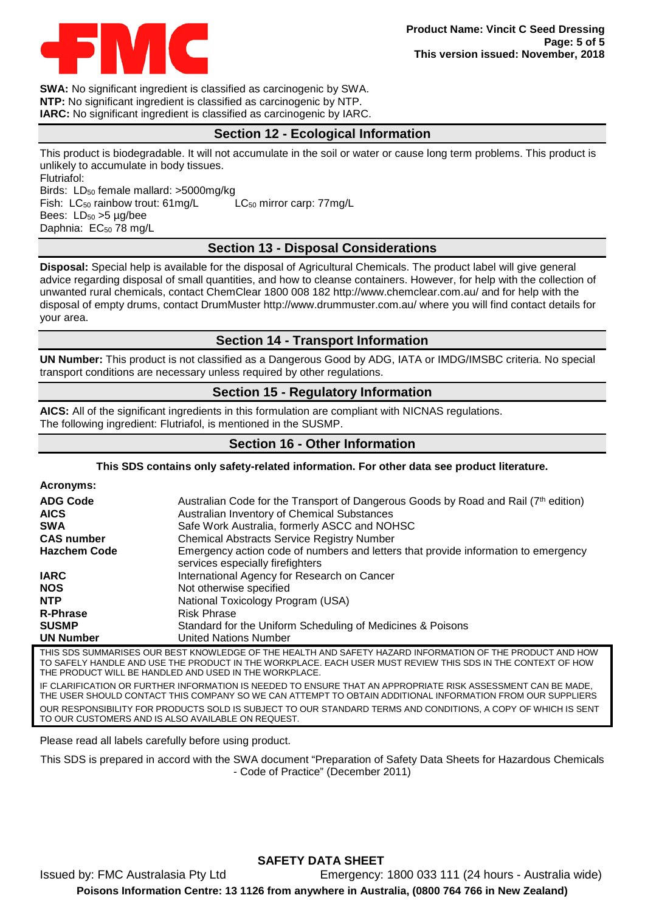**SWA:** No significant ingredient is classified as carcinogenic by SWA.
**NTP:** No significant ingredient is classified as carcinogenic by NTP.
**IARC:** No significant ingredient is classified as carcinogenic by IARC.

## Section 12 - Ecological Information

This product is biodegradable. It will not accumulate in the soil or water or cause long term problems. This product is unlikely to accumulate in body tissues.
Flutriafol:
Birds: $LD_{50}$ female mallard: >5000mg/kg
Fish: $LC_{50}$ rainbow trout: 61mg/L $LC_{50}$ mirror carp: 77mg/L
Bees: $LD_{50}$ >5 µg/bee
Daphnia: $EC_{50}$ 78 mg/L

## Section 13 - Disposal Considerations

**Disposal:** Special help is available for the disposal of Agricultural Chemicals. The product label will give general advice regarding disposal of small quantities, and how to cleanse containers. However, for help with the collection of unwanted rural chemicals, contact ChemClear 1800 008 182 http://www.chemclear.com.au/ and for help with the disposal of empty drums, contact DrumMuster http://www.drummuster.com.au/ where you will find contact details for your area.

## Section 14 - Transport Information

**UN Number:** This product is not classified as a Dangerous Good by ADG, IATA or IMDG/IMSBC criteria. No special transport conditions are necessary unless required by other regulations.

## Section 15 - Regulatory Information

**AICS:** All of the significant ingredients in this formulation are compliant with NICNAS regulations.
The following ingredient: Flutriafol, is mentioned in the SUSMP.

## Section 16 - Other Information

**This SDS contains only safety-related information. For other data see product literature.**

**Acronyms:**

| | |
|---|---|
| **ADG Code** | Australian Code for the Transport of Dangerous Goods by Road and Rail (7th edition) |
| **AICS** | Australian Inventory of Chemical Substances |
| **SWA** | Safe Work Australia, formerly ASCC and NOHSC |
| **CAS number** | Chemical Abstracts Service Registry Number |
| **Hazchem Code** | Emergency action code of numbers and letters that provide information to emergency services especially firefighters |
| **IARC** | International Agency for Research on Cancer |
| **NOS** | Not otherwise specified |
| **NTP** | National Toxicology Program (USA) |
| **R-Phrase** | Risk Phrase |
| **SUSMP** | Standard for the Uniform Scheduling of Medicines & Poisons |
| **UN Number** | United Nations Number |

THIS SDS SUMMARISES OUR BEST KNOWLEDGE OF THE HEALTH AND SAFETY HAZARD INFORMATION OF THE PRODUCT AND HOW TO SAFELY HANDLE AND USE THE PRODUCT IN THE WORKPLACE. EACH USER MUST REVIEW THIS SDS IN THE CONTEXT OF HOW THE PRODUCT WILL BE HANDLED AND USED IN THE WORKPLACE.

IF CLARIFICATION OR FURTHER INFORMATION IS NEEDED TO ENSURE THAT AN APPROPRIATE RISK ASSESSMENT CAN BE MADE, THE USER SHOULD CONTACT THIS COMPANY SO WE CAN ATTEMPT TO OBTAIN ADDITIONAL INFORMATION FROM OUR SUPPLIERS

OUR RESPONSIBILITY FOR PRODUCTS SOLD IS SUBJECT TO OUR STANDARD TERMS AND CONDITIONS, A COPY OF WHICH IS SENT TO OUR CUSTOMERS AND IS ALSO AVAILABLE ON REQUEST.

Please read all labels carefully before using product.

This SDS is prepared in accord with the SWA document "Preparation of Safety Data Sheets for Hazardous Chemicals - Code of Practice" (December 2011)